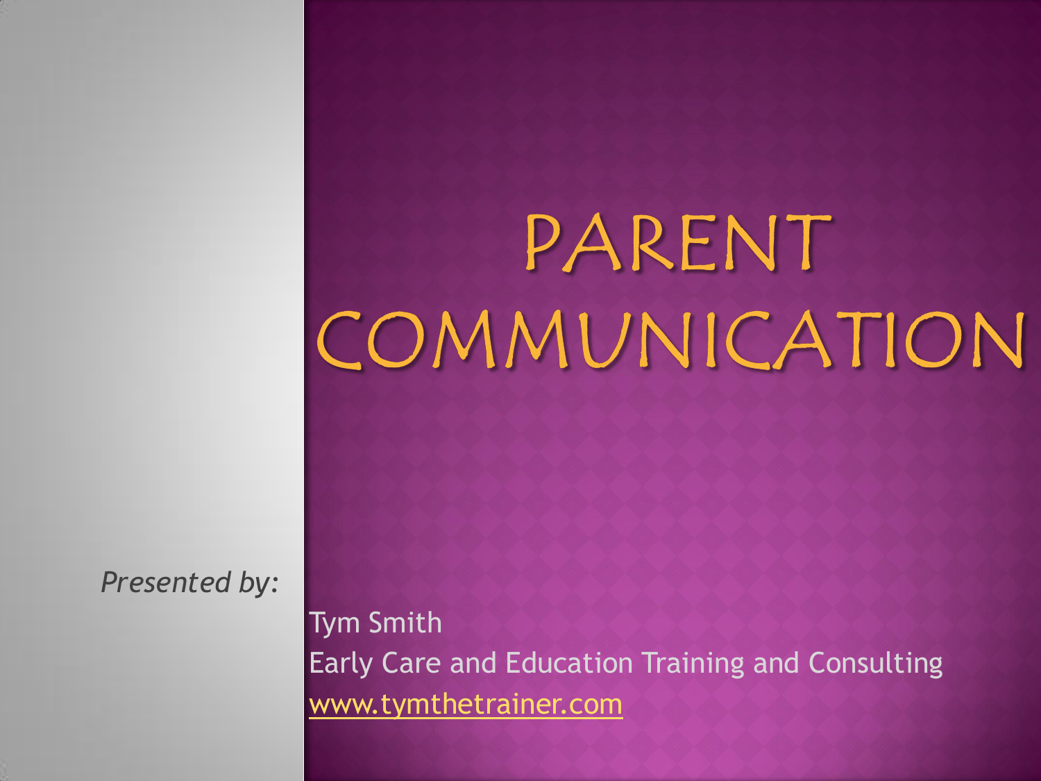# PARENT COMMUNICATION

*Presented by:*

Tym Smith
Early Care and Education Training and Consulting
www.tymthetrainer.com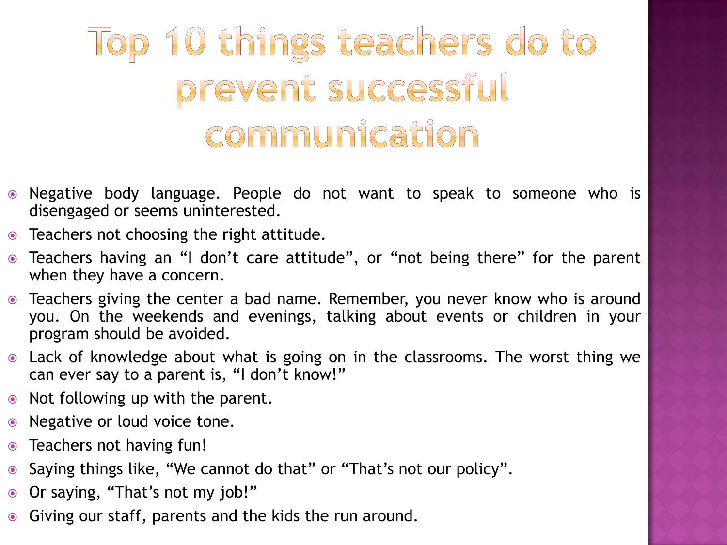# Top 10 things teachers do to prevent successful communication

- Negative body language. People do not want to speak to someone who is disengaged or seems uninterested.
- Teachers not choosing the right attitude.
- Teachers having an “I don’t care attitude”, or “not being there” for the parent when they have a concern.
- Teachers giving the center a bad name. Remember, you never know who is around you. On the weekends and evenings, talking about events or children in your program should be avoided.
- Lack of knowledge about what is going on in the classrooms. The worst thing we can ever say to a parent is, “I don’t know!”
- Not following up with the parent.
- Negative or loud voice tone.
- Teachers not having fun!
- Saying things like, “We cannot do that” or “That’s not our policy”.
- Or saying, “That’s not my job!”
- Giving our staff, parents and the kids the run around.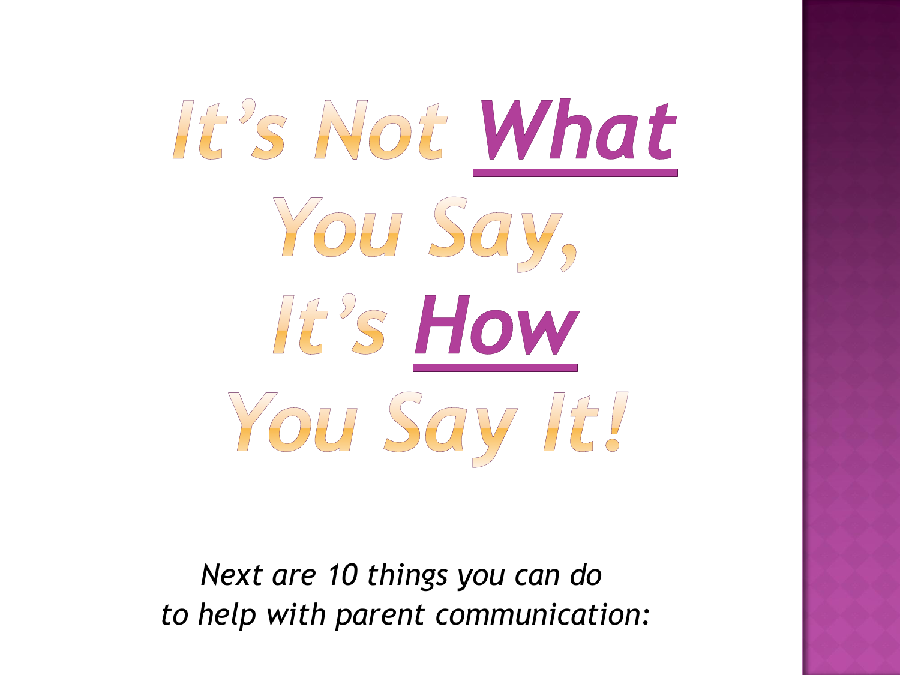# *It's Not* ***What*** *You Say, It's* ***How*** *You Say It!*

*Next are 10 things you can do to help with parent communication:*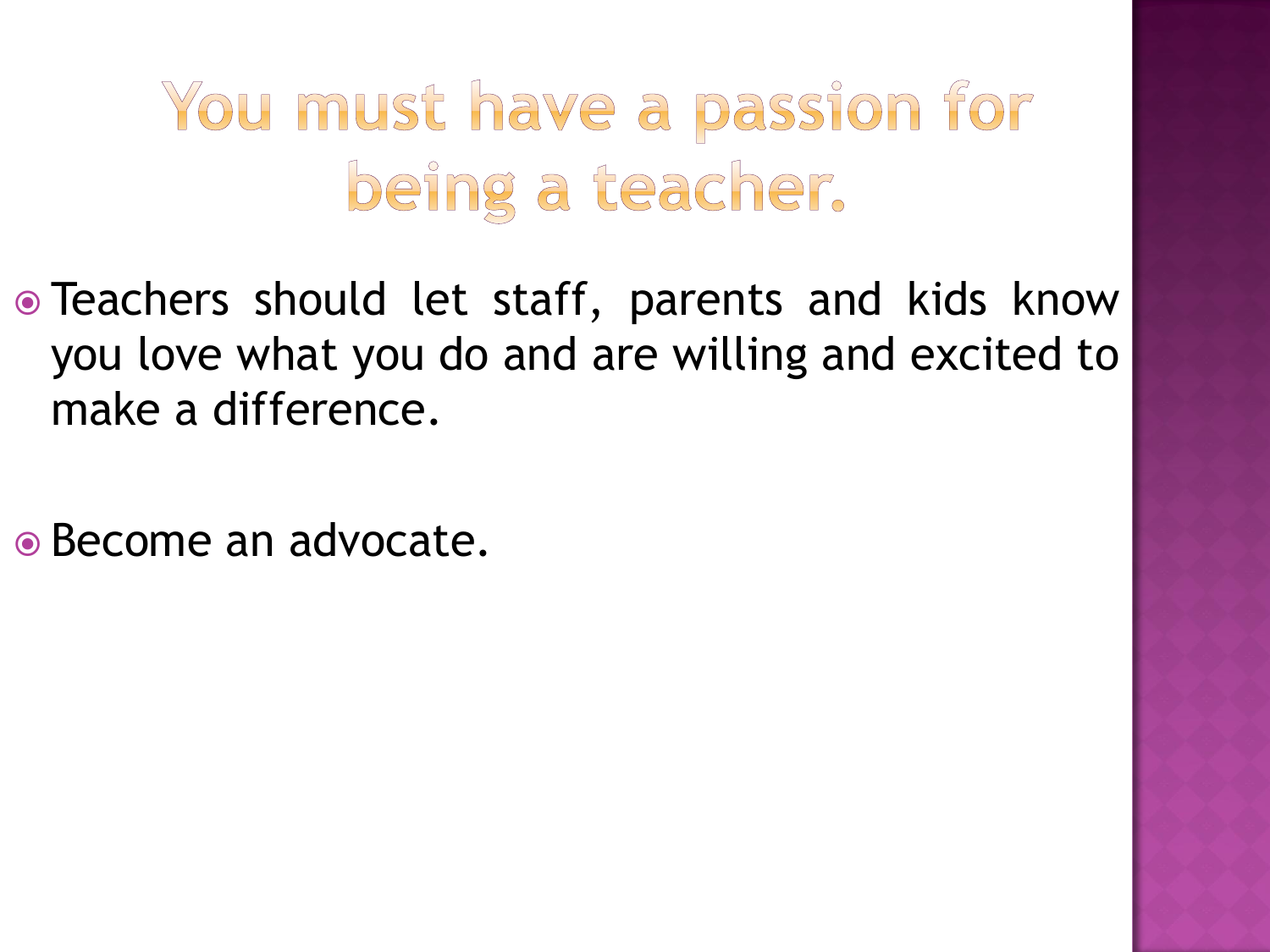# You must have a passion for being a teacher.

- Teachers should let staff, parents and kids know you love what you do and are willing and excited to make a difference.

- Become an advocate.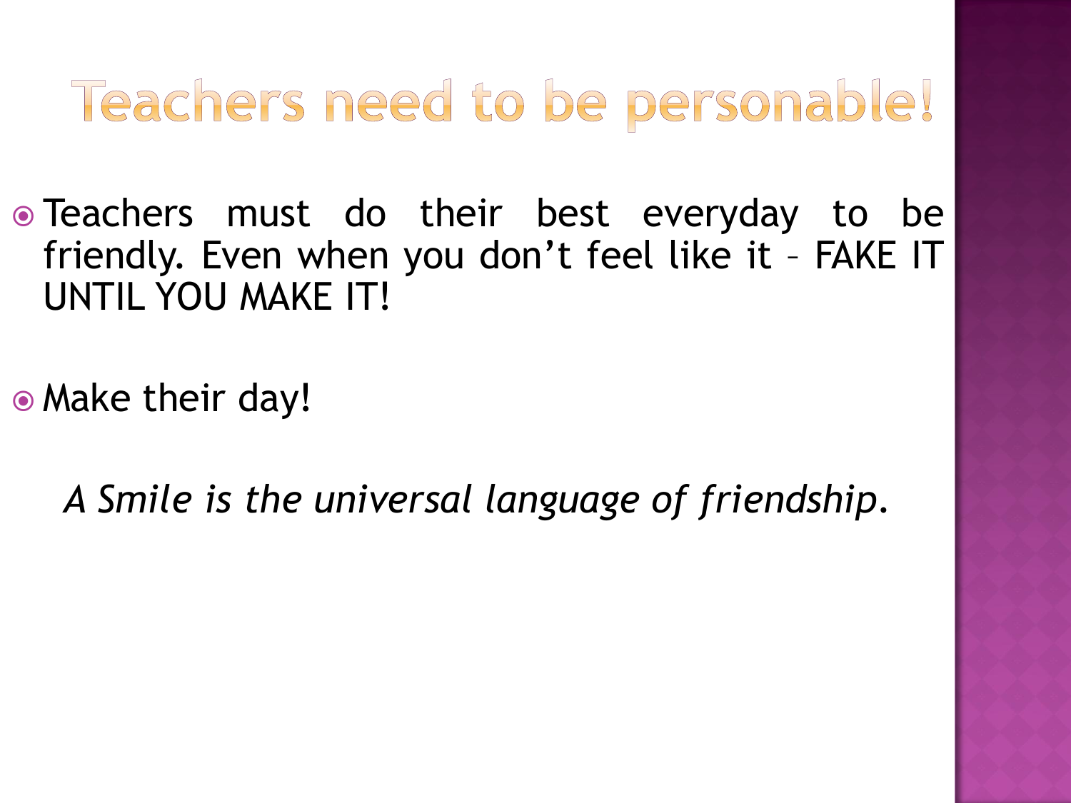# Teachers need to be personable!

- Teachers must do their best everyday to be friendly. Even when you don't feel like it – FAKE IT UNTIL YOU MAKE IT!

- Make their day!

*A Smile is the universal language of friendship.*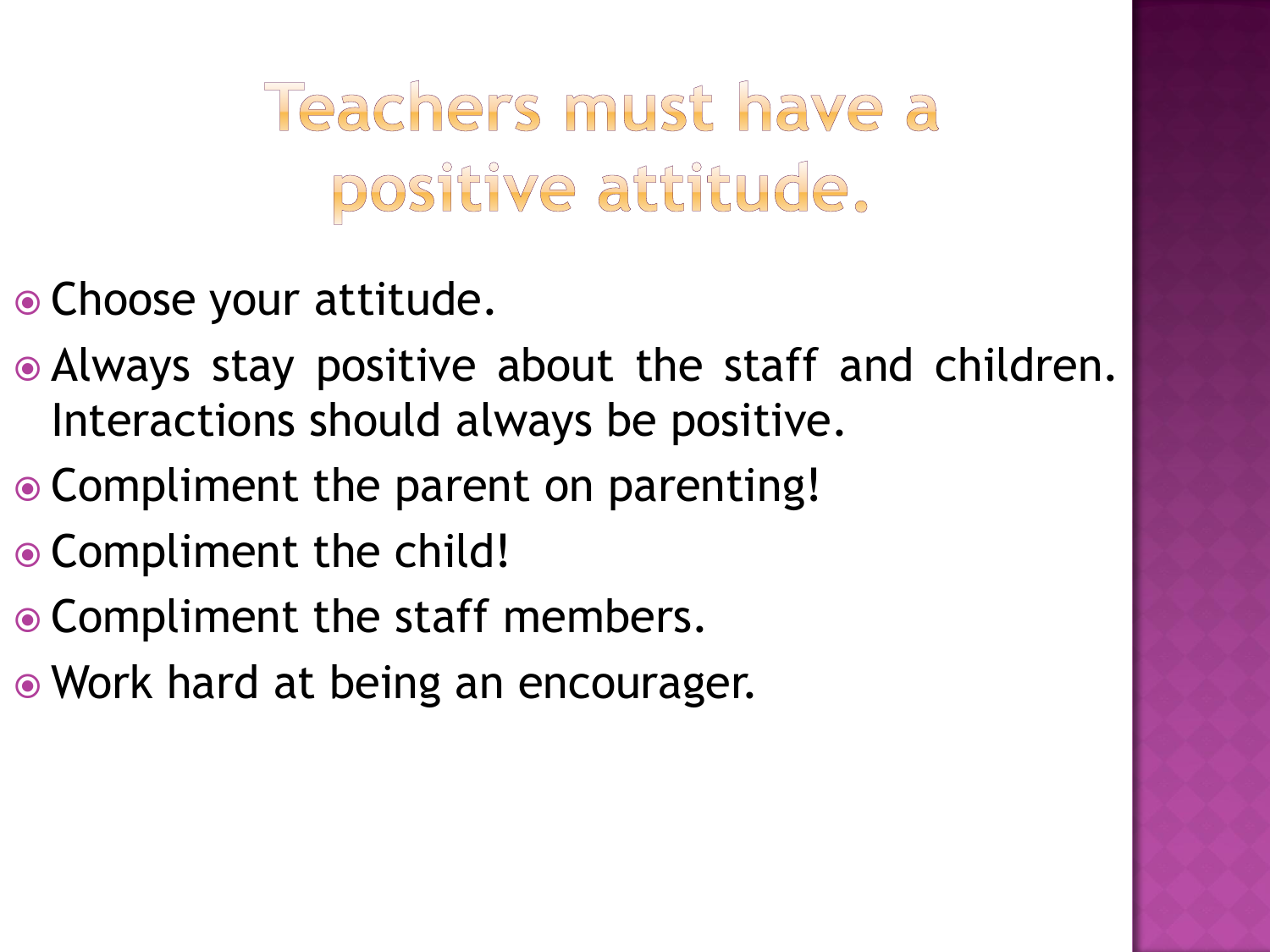# Teachers must have a positive attitude.

- Choose your attitude.
- Always stay positive about the staff and children. Interactions should always be positive.
- Compliment the parent on parenting!
- Compliment the child!
- Compliment the staff members.
- Work hard at being an encourager.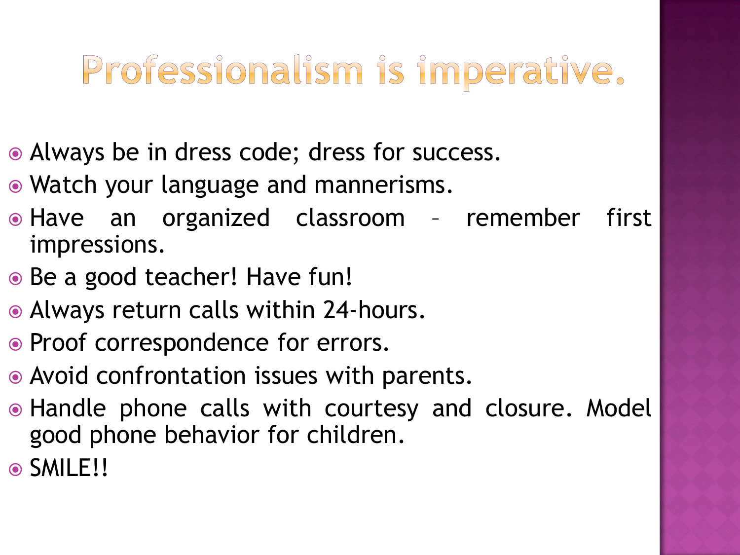# Professionalism is imperative.

- Always be in dress code; dress for success.
- Watch your language and mannerisms.
- Have an organized classroom – remember first impressions.
- Be a good teacher! Have fun!
- Always return calls within 24-hours.
- Proof correspondence for errors.
- Avoid confrontation issues with parents.
- Handle phone calls with courtesy and closure. Model good phone behavior for children.
- SMILE!!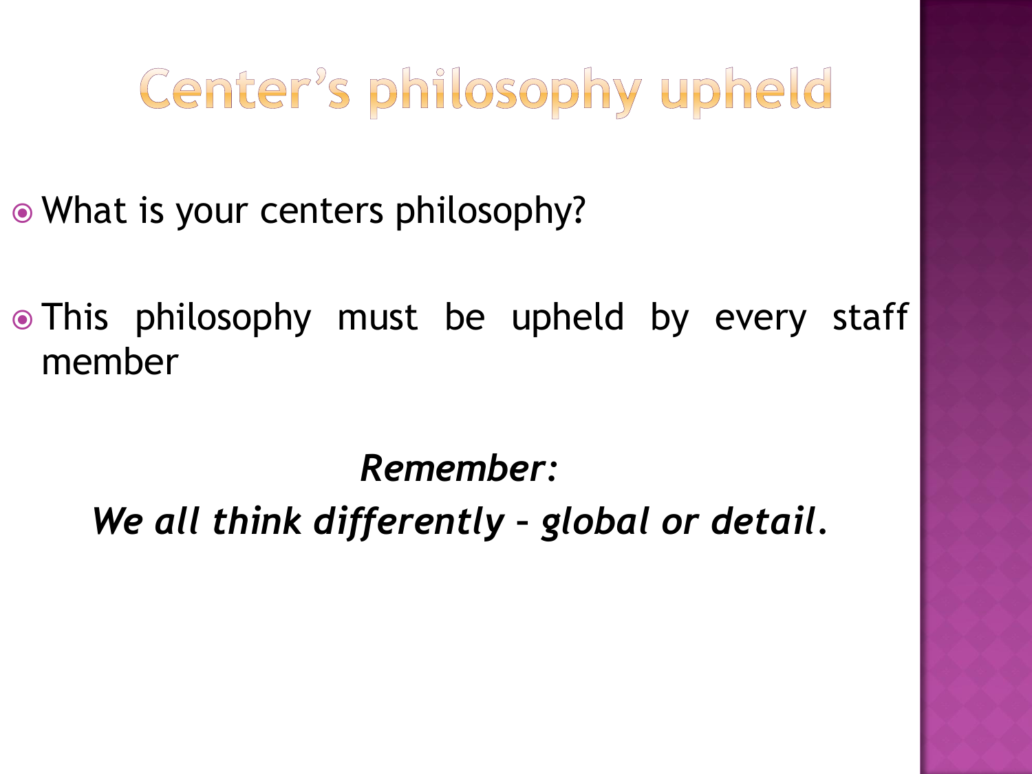# Center's philosophy upheld

- What is your centers philosophy?

- This philosophy must be upheld by every staff member

***Remember:***

***We all think differently – global or detail.***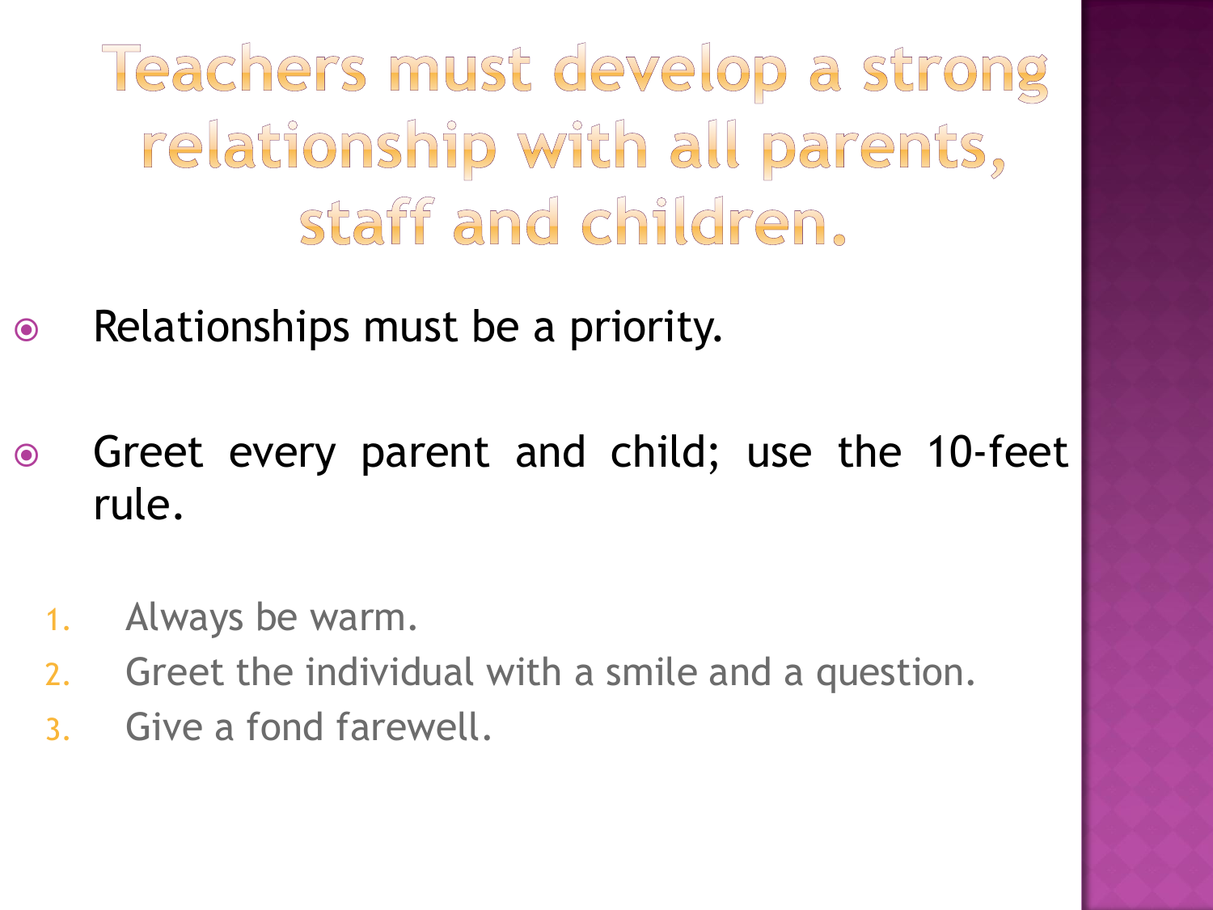# Teachers must develop a strong relationship with all parents, staff and children.

- Relationships must be a priority.
- Greet every parent and child; use the 10-feet rule.

1. Always be warm.
2. Greet the individual with a smile and a question.
3. Give a fond farewell.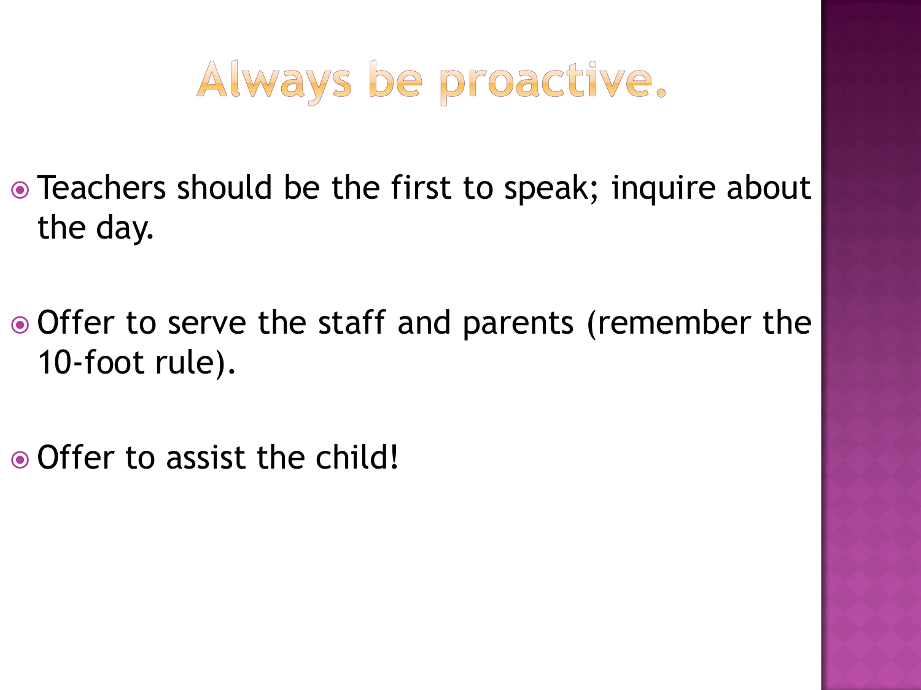# Always be proactive.

- Teachers should be the first to speak; inquire about the day.
- Offer to serve the staff and parents (remember the 10-foot rule).
- Offer to assist the child!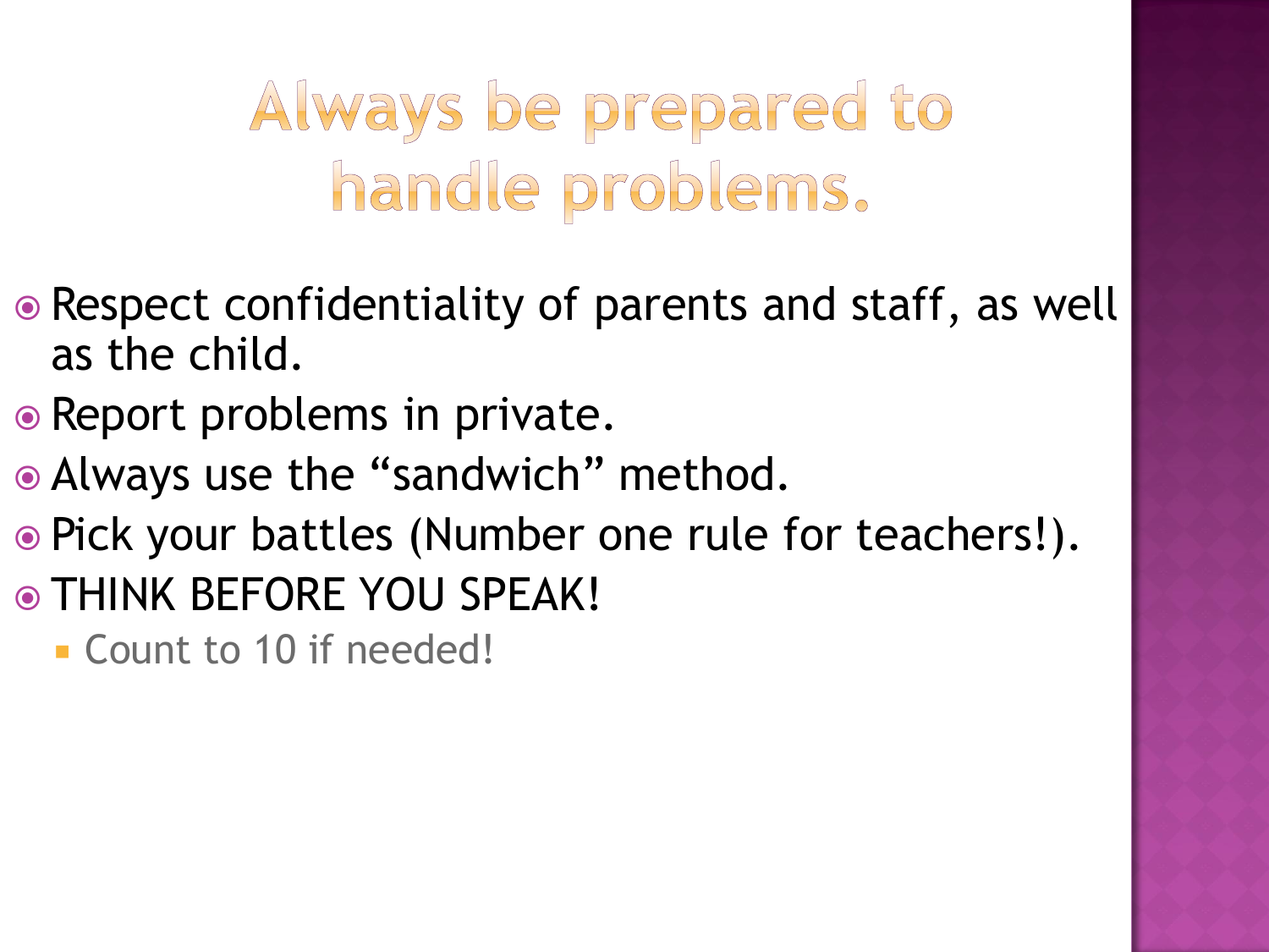# Always be prepared to handle problems.

- Respect confidentiality of parents and staff, as well as the child.
- Report problems in private.
- Always use the "sandwich" method.
- Pick your battles (Number one rule for teachers!).
- THINK BEFORE YOU SPEAK!
  - Count to 10 if needed!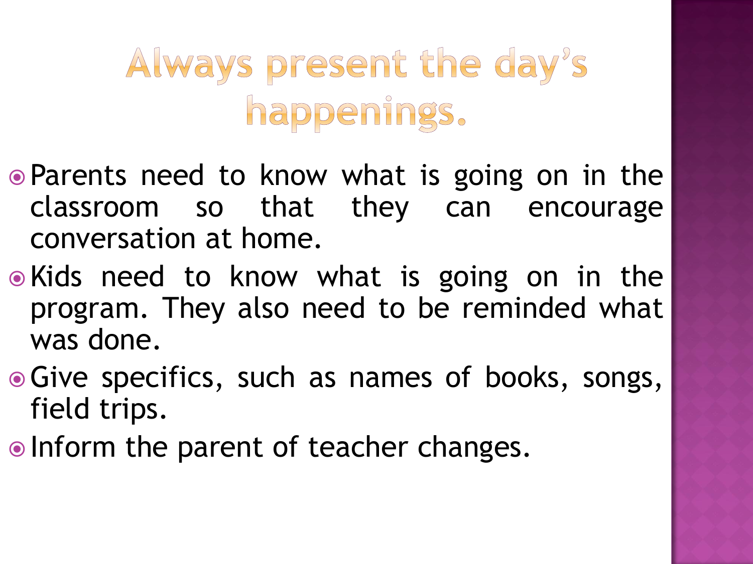# Always present the day's happenings.

- Parents need to know what is going on in the classroom so that they can encourage conversation at home.
- Kids need to know what is going on in the program. They also need to be reminded what was done.
- Give specifics, such as names of books, songs, field trips.
- Inform the parent of teacher changes.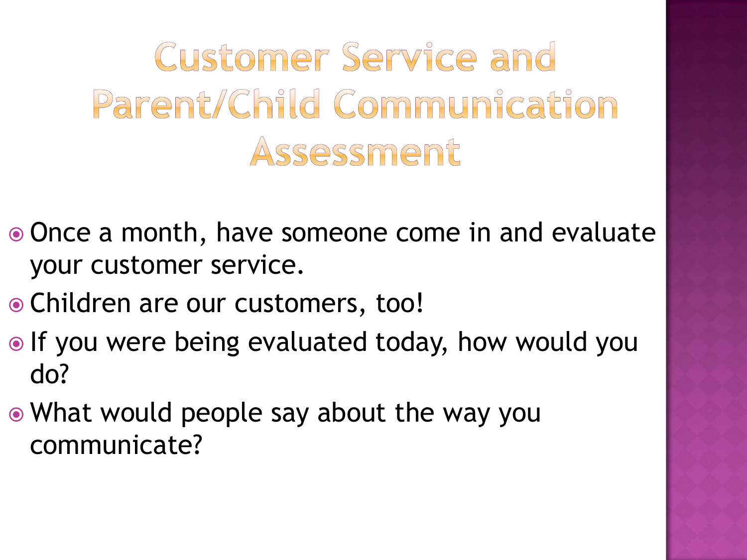# Customer Service and Parent/Child Communication Assessment

- Once a month, have someone come in and evaluate your customer service.
- Children are our customers, too!
- If you were being evaluated today, how would you do?
- What would people say about the way you communicate?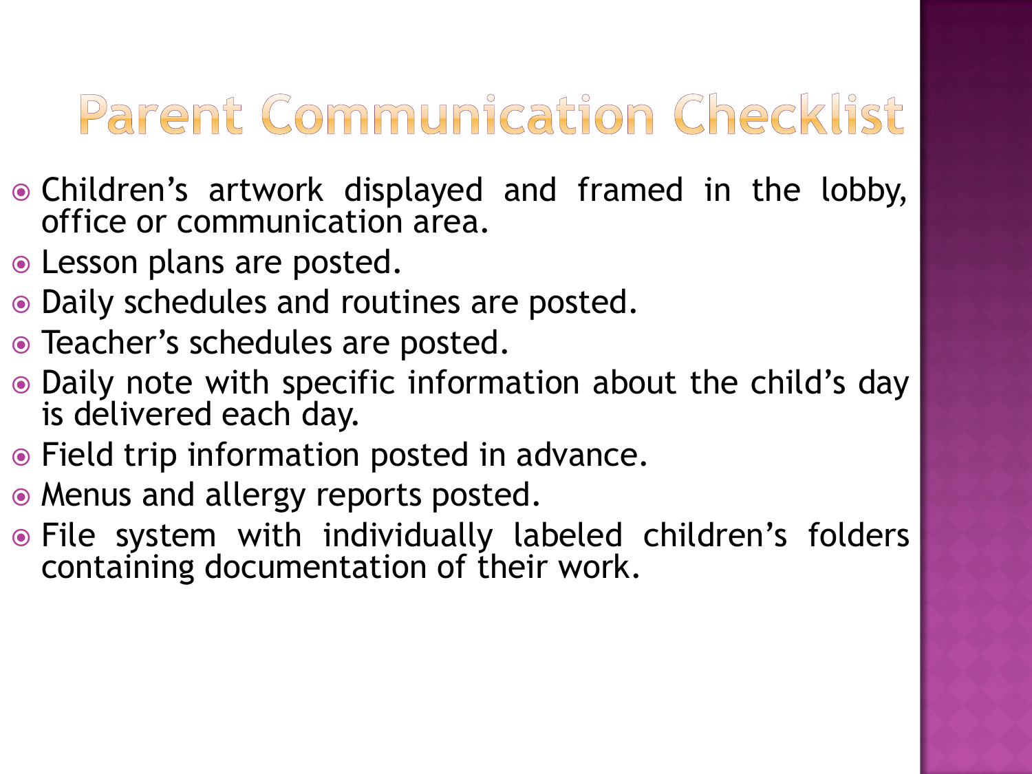# Parent Communication Checklist

- Children's artwork displayed and framed in the lobby, office or communication area.
- Lesson plans are posted.
- Daily schedules and routines are posted.
- Teacher's schedules are posted.
- Daily note with specific information about the child's day is delivered each day.
- Field trip information posted in advance.
- Menus and allergy reports posted.
- File system with individually labeled children's folders containing documentation of their work.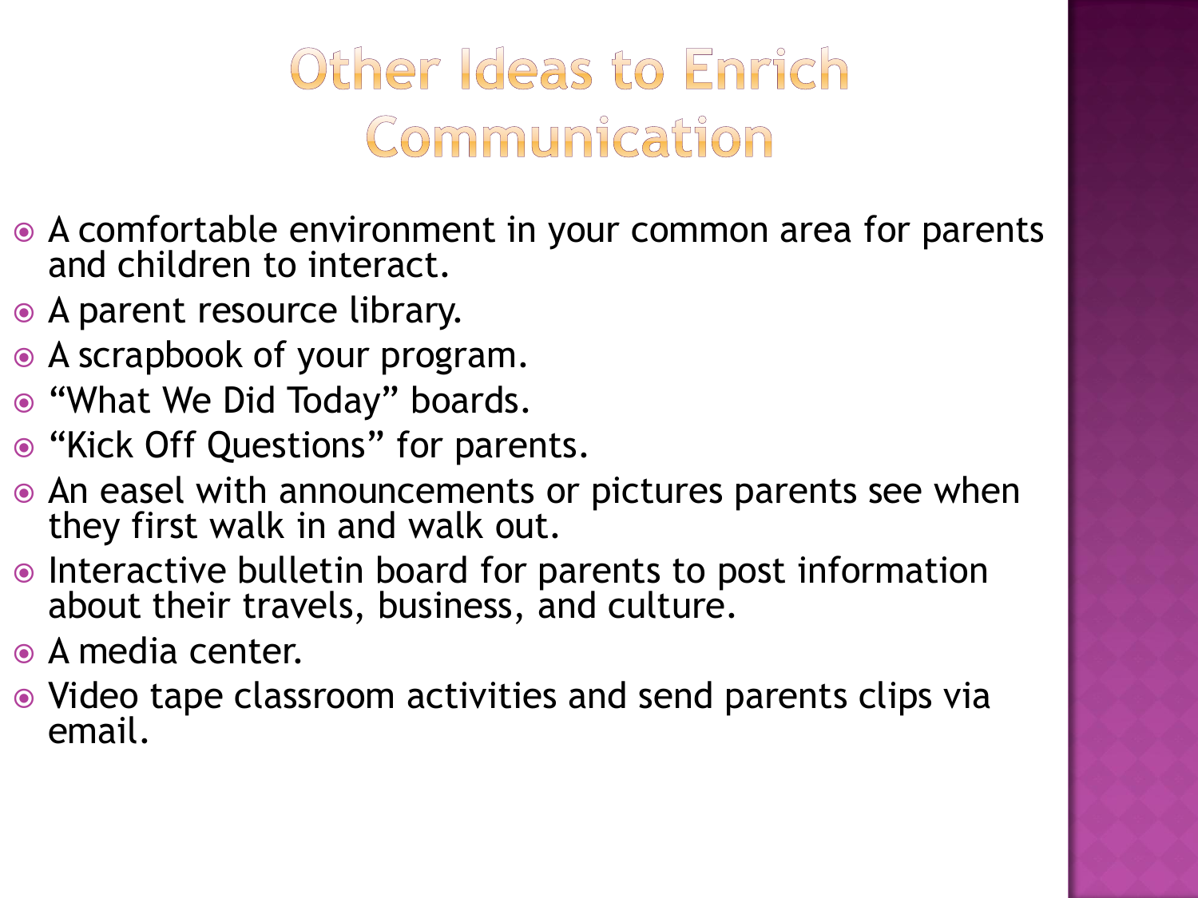# Other Ideas to Enrich Communication

- A comfortable environment in your common area for parents and children to interact.
- A parent resource library.
- A scrapbook of your program.
- “What We Did Today” boards.
- “Kick Off Questions” for parents.
- An easel with announcements or pictures parents see when they first walk in and walk out.
- Interactive bulletin board for parents to post information about their travels, business, and culture.
- A media center.
- Video tape classroom activities and send parents clips via email.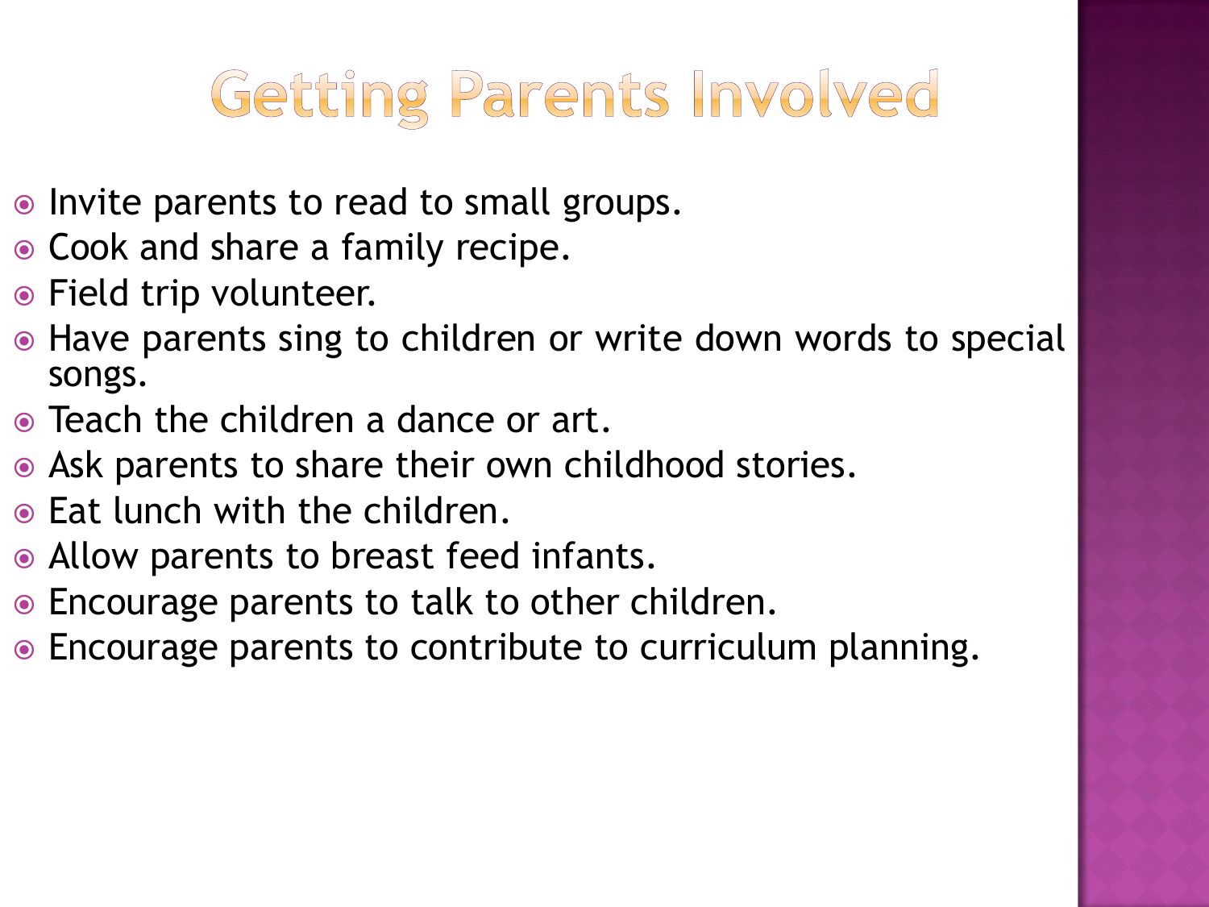# Getting Parents Involved

- Invite parents to read to small groups.
- Cook and share a family recipe.
- Field trip volunteer.
- Have parents sing to children or write down words to special songs.
- Teach the children a dance or art.
- Ask parents to share their own childhood stories.
- Eat lunch with the children.
- Allow parents to breast feed infants.
- Encourage parents to talk to other children.
- Encourage parents to contribute to curriculum planning.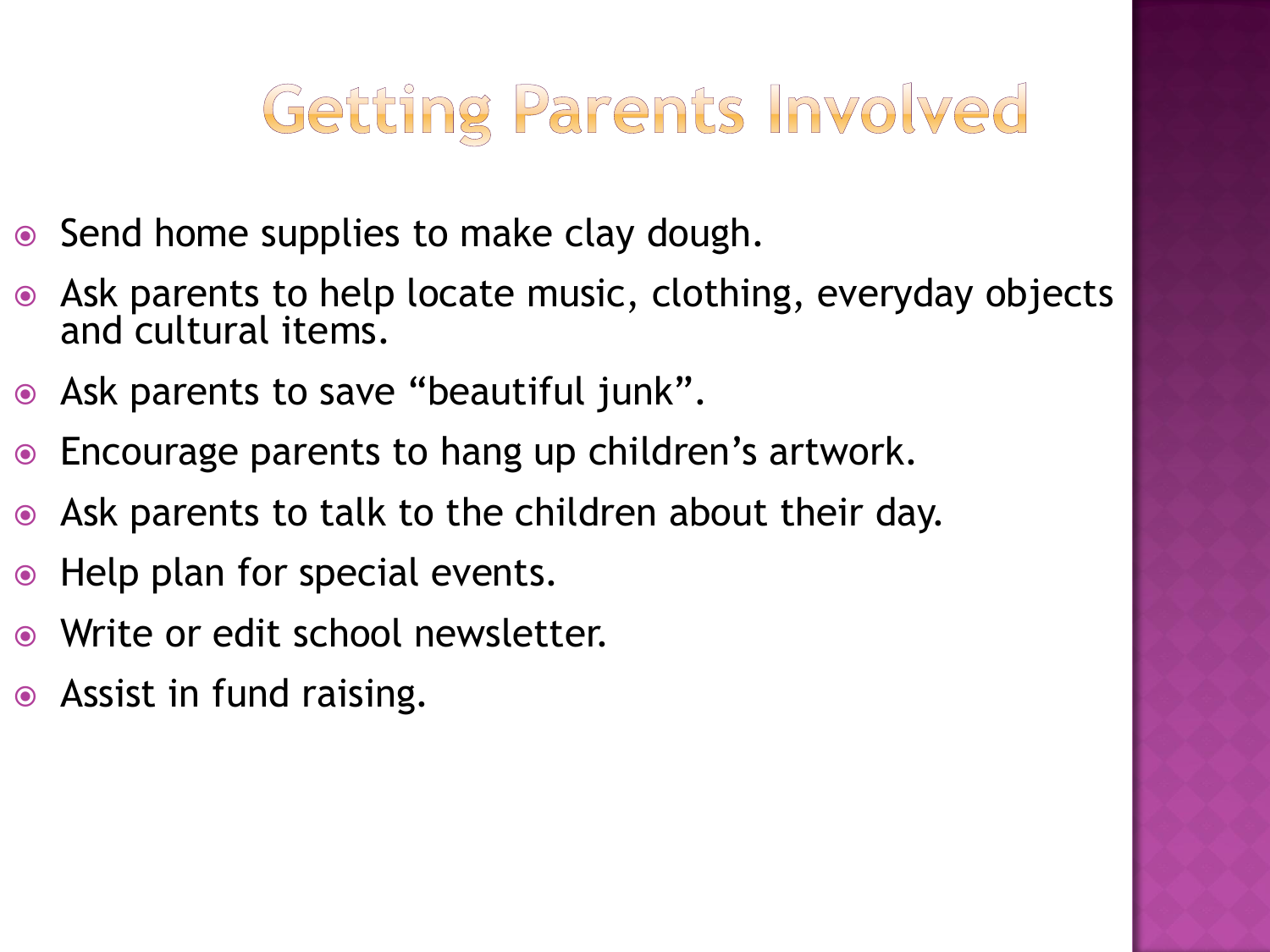# Getting Parents Involved

- Send home supplies to make clay dough.
- Ask parents to help locate music, clothing, everyday objects and cultural items.
- Ask parents to save “beautiful junk”.
- Encourage parents to hang up children’s artwork.
- Ask parents to talk to the children about their day.
- Help plan for special events.
- Write or edit school newsletter.
- Assist in fund raising.